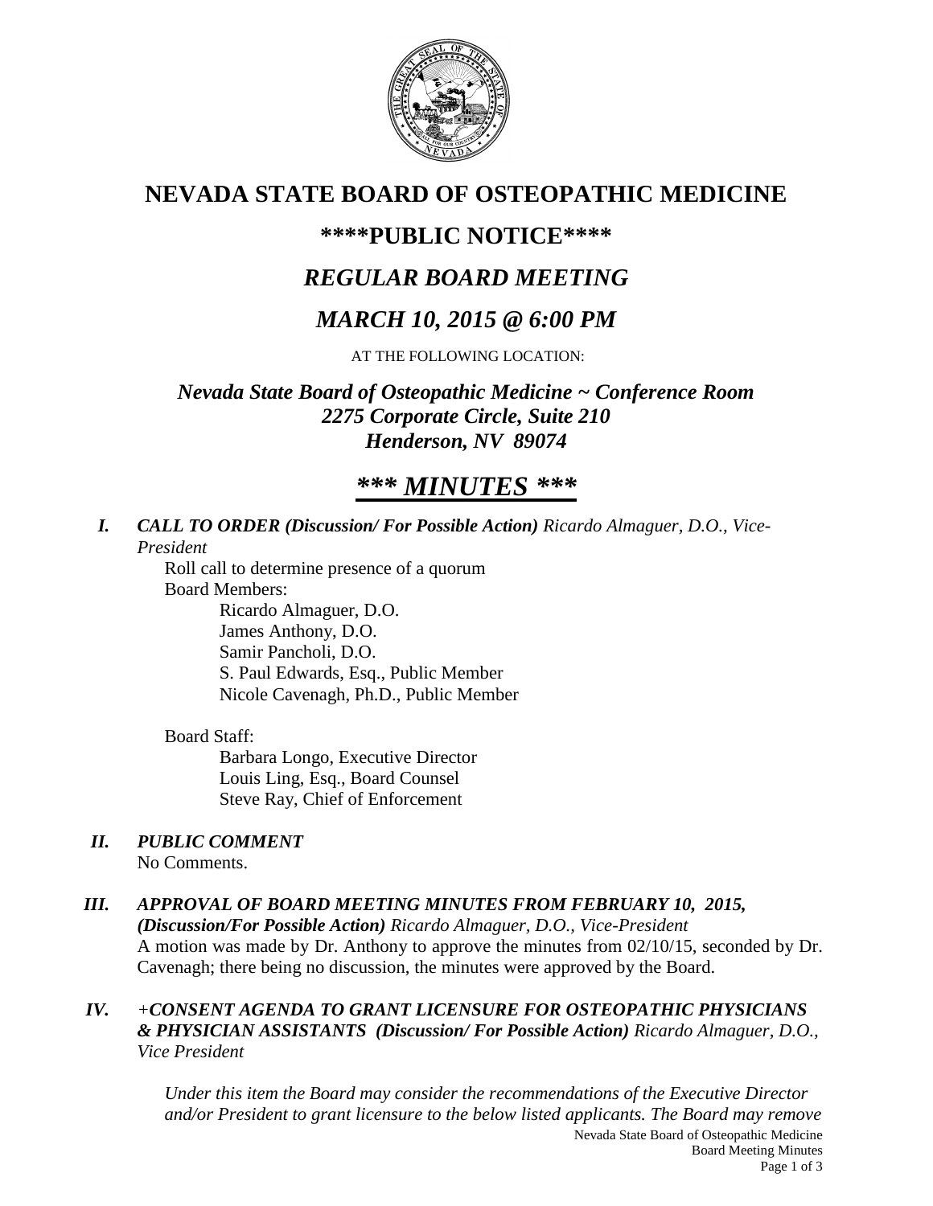# NEVADA STATE BOARD OF OSTEOPATHIC MEDICINE

## \*\*\*\*PUBLIC NOTICE\*\*\*\*

## *REGULAR BOARD MEETING*

## *MARCH 10, 2015 @ 6:00 PM*

AT THE FOLLOWING LOCATION:

***Nevada State Board of Osteopathic Medicine ~ Conference Room***
***2275 Corporate Circle, Suite 210***
***Henderson, NV 89074***

## ***\*\*\* MINUTES \*\*\****

**I.** ***CALL TO ORDER (Discussion/ For Possible Action)*** *Ricardo Almaguer, D.O., Vice-President*

Roll call to determine presence of a quorum

Board Members:

Ricardo Almaguer, D.O.
James Anthony, D.O.
Samir Pancholi, D.O.
S. Paul Edwards, Esq., Public Member
Nicole Cavenagh, Ph.D., Public Member

Board Staff:

Barbara Longo, Executive Director
Louis Ling, Esq., Board Counsel
Steve Ray, Chief of Enforcement

**II.** ***PUBLIC COMMENT***

No Comments.

**III.** ***APPROVAL OF BOARD MEETING MINUTES FROM FEBRUARY 10, 2015, (Discussion/For Possible Action)*** *Ricardo Almaguer, D.O., Vice-President*

A motion was made by Dr. Anthony to approve the minutes from 02/10/15, seconded by Dr. Cavenagh; there being no discussion, the minutes were approved by the Board.

**IV.** ***+CONSENT AGENDA TO GRANT LICENSURE FOR OSTEOPATHIC PHYSICIANS & PHYSICIAN ASSISTANTS (Discussion/ For Possible Action)*** *Ricardo Almaguer, D.O., Vice President*

*Under this item the Board may consider the recommendations of the Executive Director and/or President to grant licensure to the below listed applicants. The Board may remove*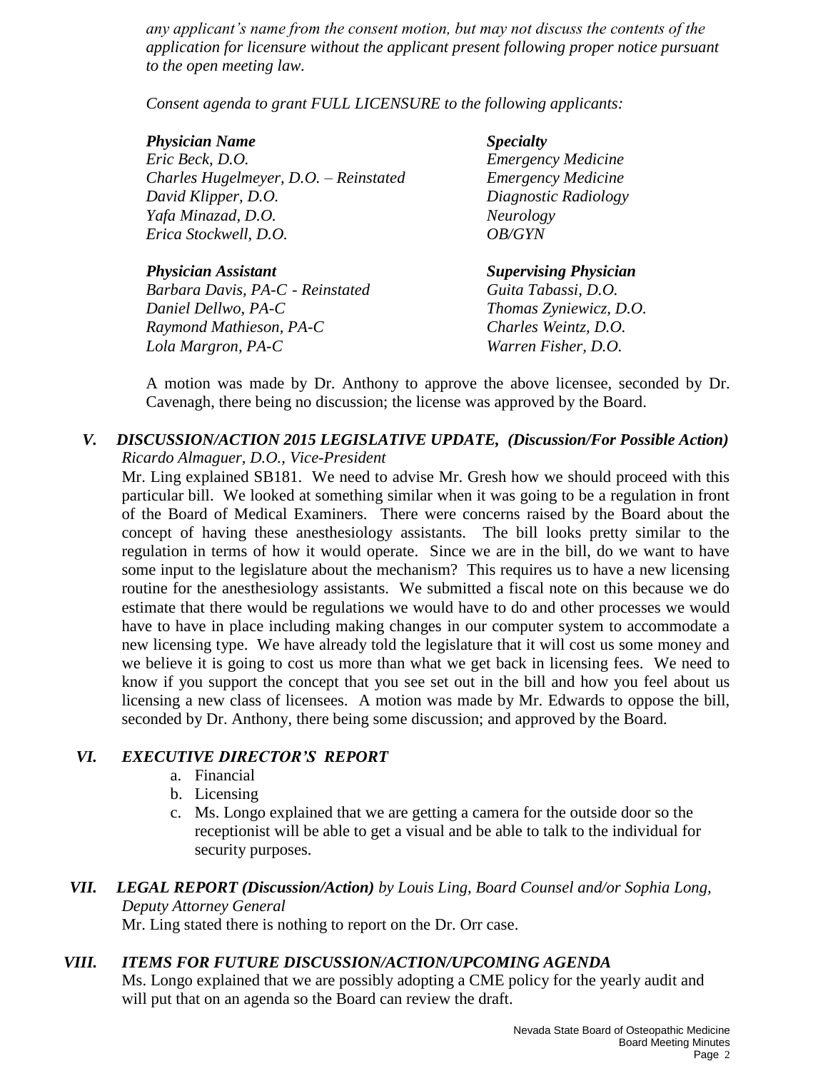*any applicant's name from the consent motion, but may not discuss the contents of the application for licensure without the applicant present following proper notice pursuant to the open meeting law.*

*Consent agenda to grant FULL LICENSURE to the following applicants:*

| ***Physician Name*** | ***Specialty*** |
|---|---|
| *Eric Beck, D.O.* | *Emergency Medicine* |
| *Charles Hugelmeyer, D.O. – Reinstated* | *Emergency Medicine* |
| *David Klipper, D.O.* | *Diagnostic Radiology* |
| *Yafa Minazad, D.O.* | *Neurology* |
| *Erica Stockwell, D.O.* | *OB/GYN* |

| ***Physician Assistant*** | ***Supervising Physician*** |
|---|---|
| *Barbara Davis, PA-C - Reinstated* | *Guita Tabassi, D.O.* |
| *Daniel Dellwo, PA-C* | *Thomas Zyniewicz, D.O.* |
| *Raymond Mathieson, PA-C* | *Charles Weintz, D.O.* |
| *Lola Margron, PA-C* | *Warren Fisher, D.O.* |

A motion was made by Dr. Anthony to approve the above licensee, seconded by Dr. Cavenagh, there being no discussion; the license was approved by the Board.

## *V. DISCUSSION/ACTION 2015 LEGISLATIVE UPDATE, (Discussion/For Possible Action)*

*Ricardo Almaguer, D.O., Vice-President*

Mr. Ling explained SB181. We need to advise Mr. Gresh how we should proceed with this particular bill. We looked at something similar when it was going to be a regulation in front of the Board of Medical Examiners. There were concerns raised by the Board about the concept of having these anesthesiology assistants. The bill looks pretty similar to the regulation in terms of how it would operate. Since we are in the bill, do we want to have some input to the legislature about the mechanism? This requires us to have a new licensing routine for the anesthesiology assistants. We submitted a fiscal note on this because we do estimate that there would be regulations we would have to do and other processes we would have to have in place including making changes in our computer system to accommodate a new licensing type. We have already told the legislature that it will cost us some money and we believe it is going to cost us more than what we get back in licensing fees. We need to know if you support the concept that you see set out in the bill and how you feel about us licensing a new class of licensees. A motion was made by Mr. Edwards to oppose the bill, seconded by Dr. Anthony, there being some discussion; and approved by the Board.

## *VI. EXECUTIVE DIRECTOR'S REPORT*

a. Financial
b. Licensing
c. Ms. Longo explained that we are getting a camera for the outside door so the receptionist will be able to get a visual and be able to talk to the individual for security purposes.

## *VII. LEGAL REPORT (Discussion/Action) by Louis Ling, Board Counsel and/or Sophia Long, Deputy Attorney General*

Mr. Ling stated there is nothing to report on the Dr. Orr case.

## *VIII. ITEMS FOR FUTURE DISCUSSION/ACTION/UPCOMING AGENDA*

Ms. Longo explained that we are possibly adopting a CME policy for the yearly audit and will put that on an agenda so the Board can review the draft.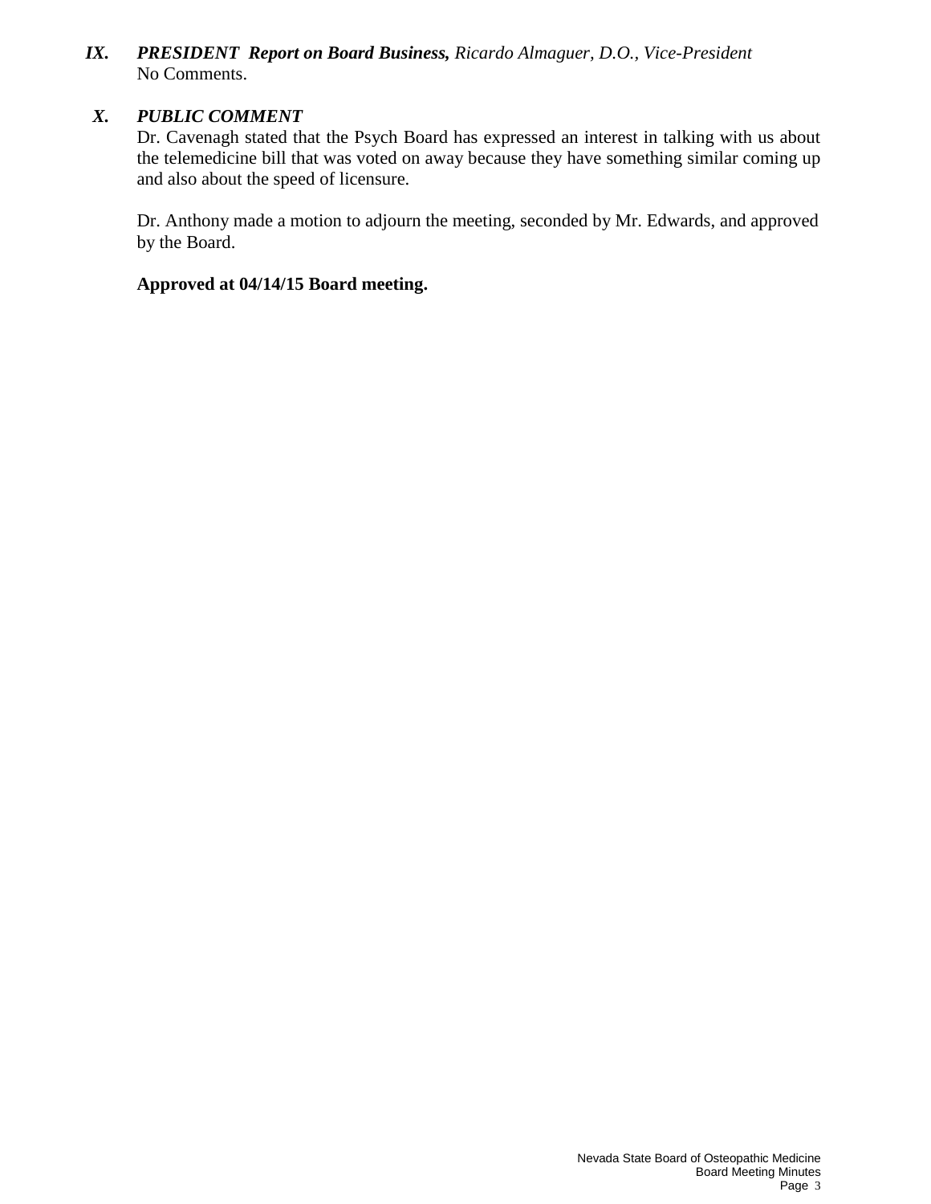***IX. PRESIDENT Report on Board Business,*** *Ricardo Almaguer, D.O., Vice-President*

No Comments.

***X. PUBLIC COMMENT***

Dr. Cavenagh stated that the Psych Board has expressed an interest in talking with us about the telemedicine bill that was voted on away because they have something similar coming up and also about the speed of licensure.

Dr. Anthony made a motion to adjourn the meeting, seconded by Mr. Edwards, and approved by the Board.

**Approved at 04/14/15 Board meeting.**